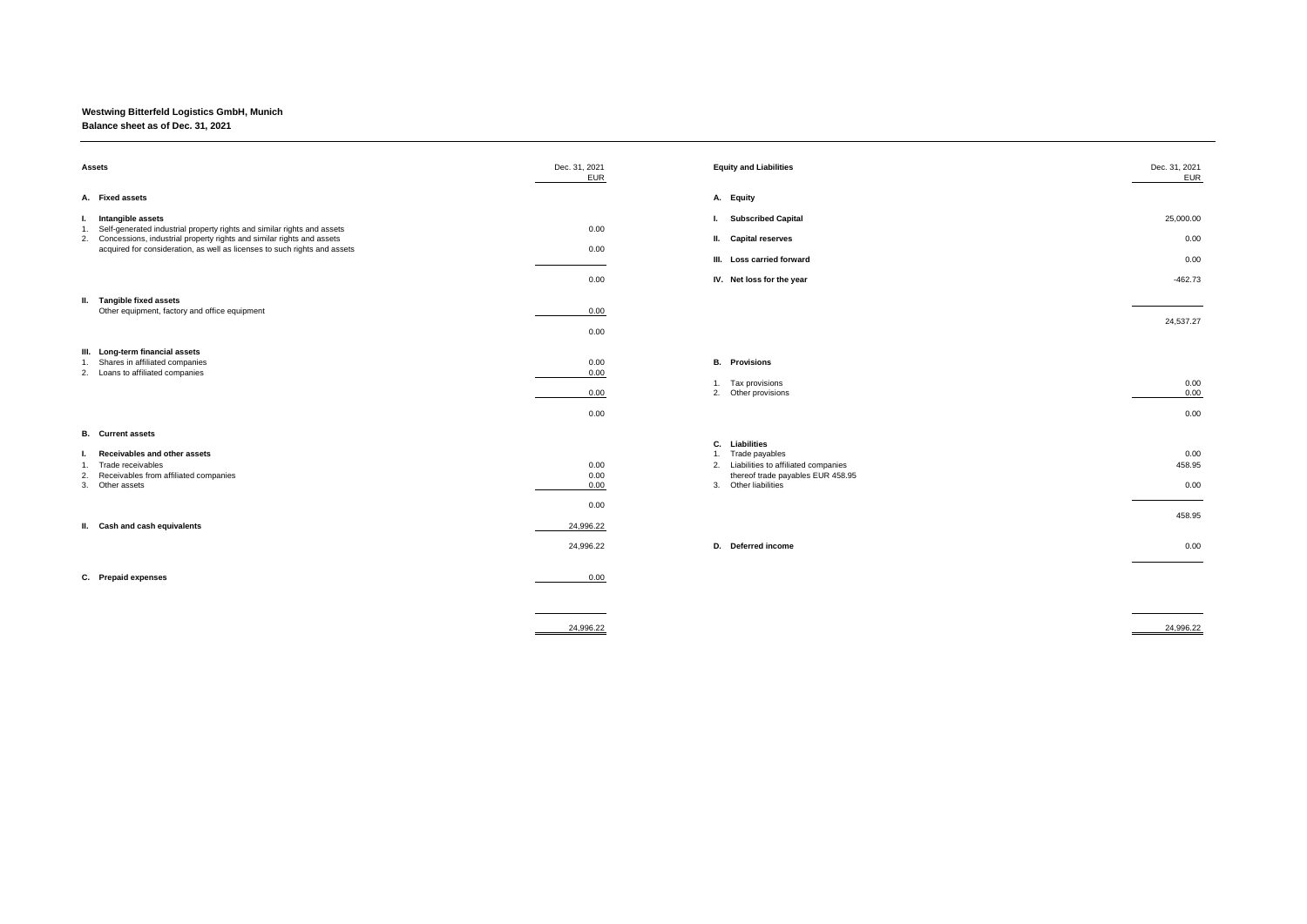**Westwing Bitterfeld Logistics GmbH, Munich**

**Balance sheet as of Dec. 31, 2021**

| Assets | Dec. 31, 2021 EUR |
|---|---|
| **A. Fixed assets** | |
| **I. Intangible assets** | |
| 1. Self-generated industrial property rights and similar rights and assets | 0.00 |
| 2. Concessions, industrial property rights and similar rights and assets acquired for consideration, as well as licenses to such rights and assets | 0.00 |
| | 0.00 |
| **II. Tangible fixed assets** | |
| Other equipment, factory and office equipment | 0.00 |
| | 0.00 |
| **III. Long-term financial assets** | |
| 1. Shares in affiliated companies | 0.00 |
| 2. Loans to affiliated companies | 0.00 |
| | 0.00 |
| | 0.00 |
| **B. Current assets** | |
| **I. Receivables and other assets** | |
| 1. Trade receivables | 0.00 |
| 2. Receivables from affiliated companies | 0.00 |
| 3. Other assets | 0.00 |
| | 0.00 |
| **II. Cash and cash equivalents** | 24,996.22 |
| | 24,996.22 |
| **C. Prepaid expenses** | 0.00 |
| | 24,996.22 |

| Equity and Liabilities | Dec. 31, 2021 EUR |
|---|---|
| **A. Equity** | |
| **I. Subscribed Capital** | 25,000.00 |
| **II. Capital reserves** | 0.00 |
| **III. Loss carried forward** | 0.00 |
| **IV. Net loss for the year** | -462.73 |
| | 24,537.27 |
| **B. Provisions** | |
| 1. Tax provisions | 0.00 |
| 2. Other provisions | 0.00 |
| | 0.00 |
| **C. Liabilities** | |
| 1. Trade payables | 0.00 |
| 2. Liabilities to affiliated companies thereof trade payables EUR 458.95 | 458.95 |
| 3. Other liabilities | 0.00 |
| | 458.95 |
| **D. Deferred income** | 0.00 |
| | 24,996.22 |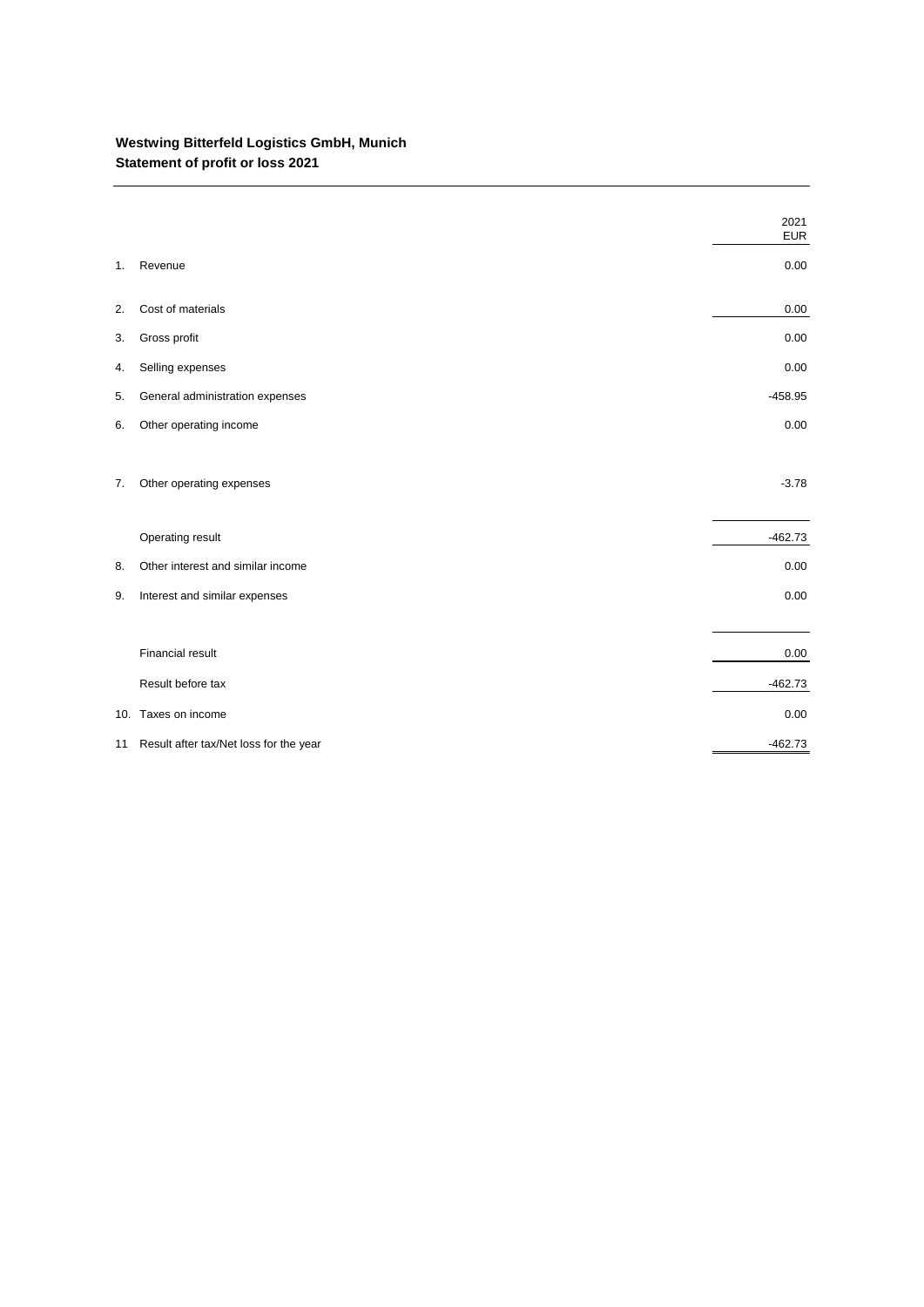**Westwing Bitterfeld Logistics GmbH, Munich**
**Statement of profit or loss 2021**

| | | 2021 EUR |
|---|---|---|
| 1. | Revenue | 0.00 |
| 2. | Cost of materials | 0.00 |
| 3. | Gross profit | 0.00 |
| 4. | Selling expenses | 0.00 |
| 5. | General administration expenses | -458.95 |
| 6. | Other operating income | 0.00 |
| 7. | Other operating expenses | -3.78 |
| | Operating result | -462.73 |
| 8. | Other interest and similar income | 0.00 |
| 9. | Interest and similar expenses | 0.00 |
| | Financial result | 0.00 |
| | Result before tax | -462.73 |
| 10. | Taxes on income | 0.00 |
| 11 | Result after tax/Net loss for the year | -462.73 |